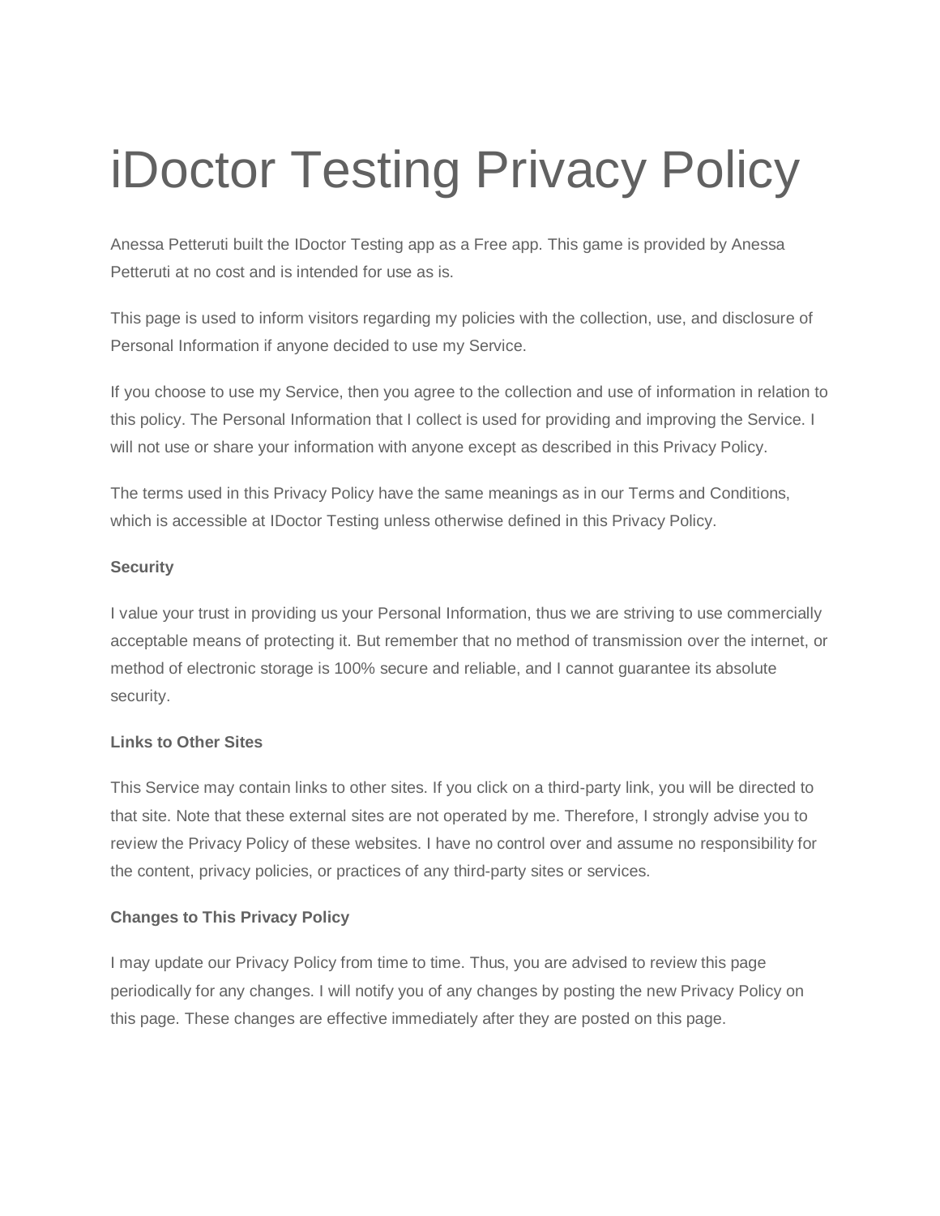# iDoctor Testing Privacy Policy

Anessa Petteruti built the IDoctor Testing app as a Free app. This game is provided by Anessa Petteruti at no cost and is intended for use as is.

This page is used to inform visitors regarding my policies with the collection, use, and disclosure of Personal Information if anyone decided to use my Service.

If you choose to use my Service, then you agree to the collection and use of information in relation to this policy. The Personal Information that I collect is used for providing and improving the Service. I will not use or share your information with anyone except as described in this Privacy Policy.

The terms used in this Privacy Policy have the same meanings as in our Terms and Conditions, which is accessible at IDoctor Testing unless otherwise defined in this Privacy Policy.

**Security**

I value your trust in providing us your Personal Information, thus we are striving to use commercially acceptable means of protecting it. But remember that no method of transmission over the internet, or method of electronic storage is 100% secure and reliable, and I cannot guarantee its absolute security.

**Links to Other Sites**

This Service may contain links to other sites. If you click on a third-party link, you will be directed to that site. Note that these external sites are not operated by me. Therefore, I strongly advise you to review the Privacy Policy of these websites. I have no control over and assume no responsibility for the content, privacy policies, or practices of any third-party sites or services.

**Changes to This Privacy Policy**

I may update our Privacy Policy from time to time. Thus, you are advised to review this page periodically for any changes. I will notify you of any changes by posting the new Privacy Policy on this page. These changes are effective immediately after they are posted on this page.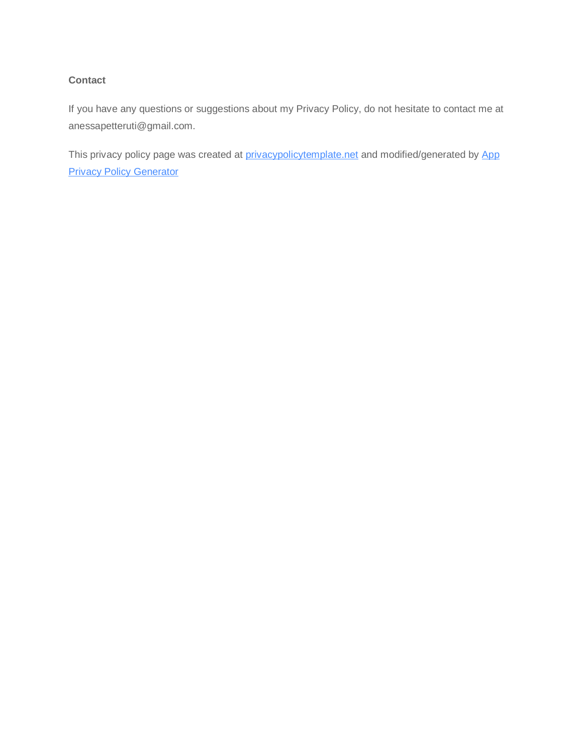**Contact**

If you have any questions or suggestions about my Privacy Policy, do not hesitate to contact me at anessapetteruti@gmail.com.

This privacy policy page was created at privacypolicytemplate.net and modified/generated by App Privacy Policy Generator